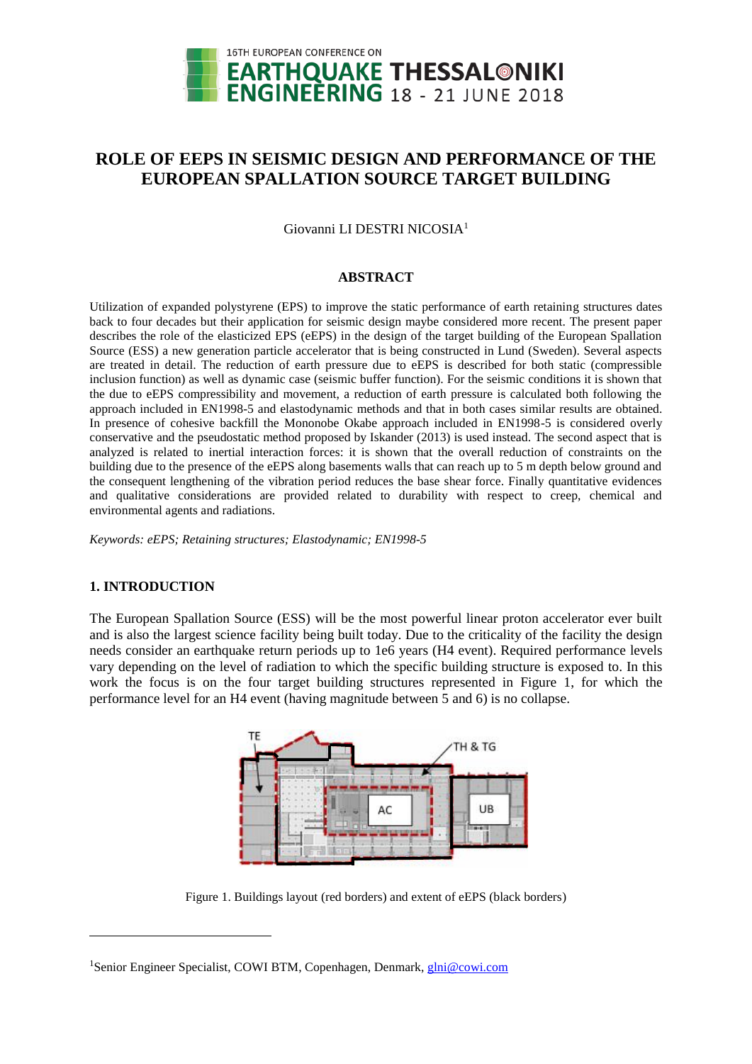# ROLE OF EEPS IN SEISMIC DESIGN AND PERFORMANCE OF THE EUROPEAN SPALLATION SOURCE TARGET BUILDING

Giovanni LI DESTRI NICOSIA[1]

## ABSTRACT

Utilization of expanded polystyrene (EPS) to improve the static performance of earth retaining structures dates back to four decades but their application for seismic design maybe considered more recent. The present paper describes the role of the elasticized EPS (eEPS) in the design of the target building of the European Spallation Source (ESS) a new generation particle accelerator that is being constructed in Lund (Sweden). Several aspects are treated in detail. The reduction of earth pressure due to eEPS is described for both static (compressible inclusion function) as well as dynamic case (seismic buffer function). For the seismic conditions it is shown that the due to eEPS compressibility and movement, a reduction of earth pressure is calculated both following the approach included in EN1998-5 and elastodynamic methods and that in both cases similar results are obtained. In presence of cohesive backfill the Mononobe Okabe approach included in EN1998-5 is considered overly conservative and the pseudostatic method proposed by Iskander (2013) is used instead. The second aspect that is analyzed is related to inertial interaction forces: it is shown that the overall reduction of constraints on the building due to the presence of the eEPS along basements walls that can reach up to 5 m depth below ground and the consequent lengthening of the vibration period reduces the base shear force. Finally quantitative evidences and qualitative considerations are provided related to durability with respect to creep, chemical and environmental agents and radiations.

*Keywords: eEPS; Retaining structures; Elastodynamic; EN1998-5*

## 1. INTRODUCTION

The European Spallation Source (ESS) will be the most powerful linear proton accelerator ever built and is also the largest science facility being built today. Due to the criticality of the facility the design needs consider an earthquake return periods up to 1e6 years (H4 event). Required performance levels vary depending on the level of radiation to which the specific building structure is exposed to. In this work the focus is on the four target building structures represented in Figure 1, for which the performance level for an H4 event (having magnitude between 5 and 6) is no collapse.

Figure 1. Buildings layout (red borders) and extent of eEPS (black borders)

[1]Senior Engineer Specialist, COWI BTM, Copenhagen, Denmark, glni@cowi.com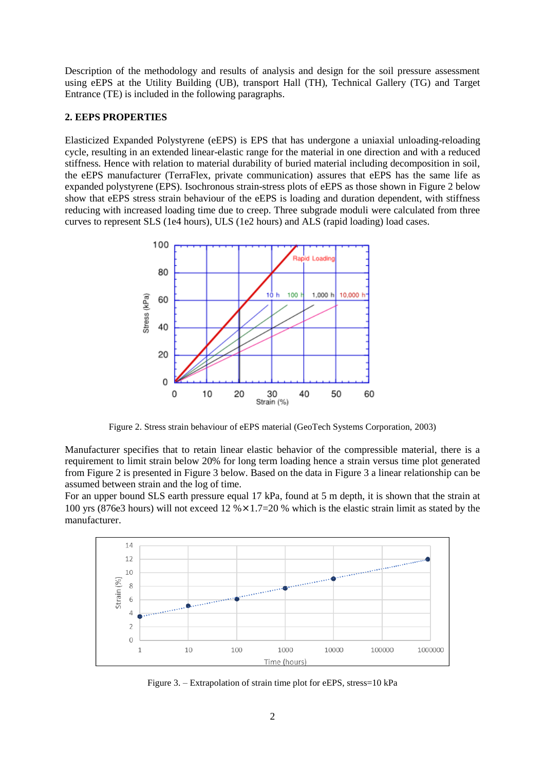Description of the methodology and results of analysis and design for the soil pressure assessment using eEPS at the Utility Building (UB), transport Hall (TH), Technical Gallery (TG) and Target Entrance (TE) is included in the following paragraphs.

## 2. EEPS PROPERTIES

Elasticized Expanded Polystyrene (eEPS) is EPS that has undergone a uniaxial unloading-reloading cycle, resulting in an extended linear-elastic range for the material in one direction and with a reduced stiffness. Hence with relation to material durability of buried material including decomposition in soil, the eEPS manufacturer (TerraFlex, private communication) assures that eEPS has the same life as expanded polystyrene (EPS). Isochronous strain-stress plots of eEPS as those shown in Figure 2 below show that eEPS stress strain behaviour of the eEPS is loading and duration dependent, with stiffness reducing with increased loading time due to creep. Three subgrade moduli were calculated from three curves to represent SLS (1e4 hours), ULS (1e2 hours) and ALS (rapid loading) load cases.

Figure 2. Stress strain behaviour of eEPS material (GeoTech Systems Corporation, 2003)

Manufacturer specifies that to retain linear elastic behavior of the compressible material, there is a requirement to limit strain below 20% for long term loading hence a strain versus time plot generated from Figure 2 is presented in Figure 3 below. Based on the data in Figure 3 a linear relationship can be assumed between strain and the log of time.

For an upper bound SLS earth pressure equal 17 kPa, found at 5 m depth, it is shown that the strain at 100 yrs (876e3 hours) will not exceed 12 $\% \times 1.7 = 20$ % which is the elastic strain limit as stated by the manufacturer.

Figure 3. – Extrapolation of strain time plot for eEPS, stress=10 kPa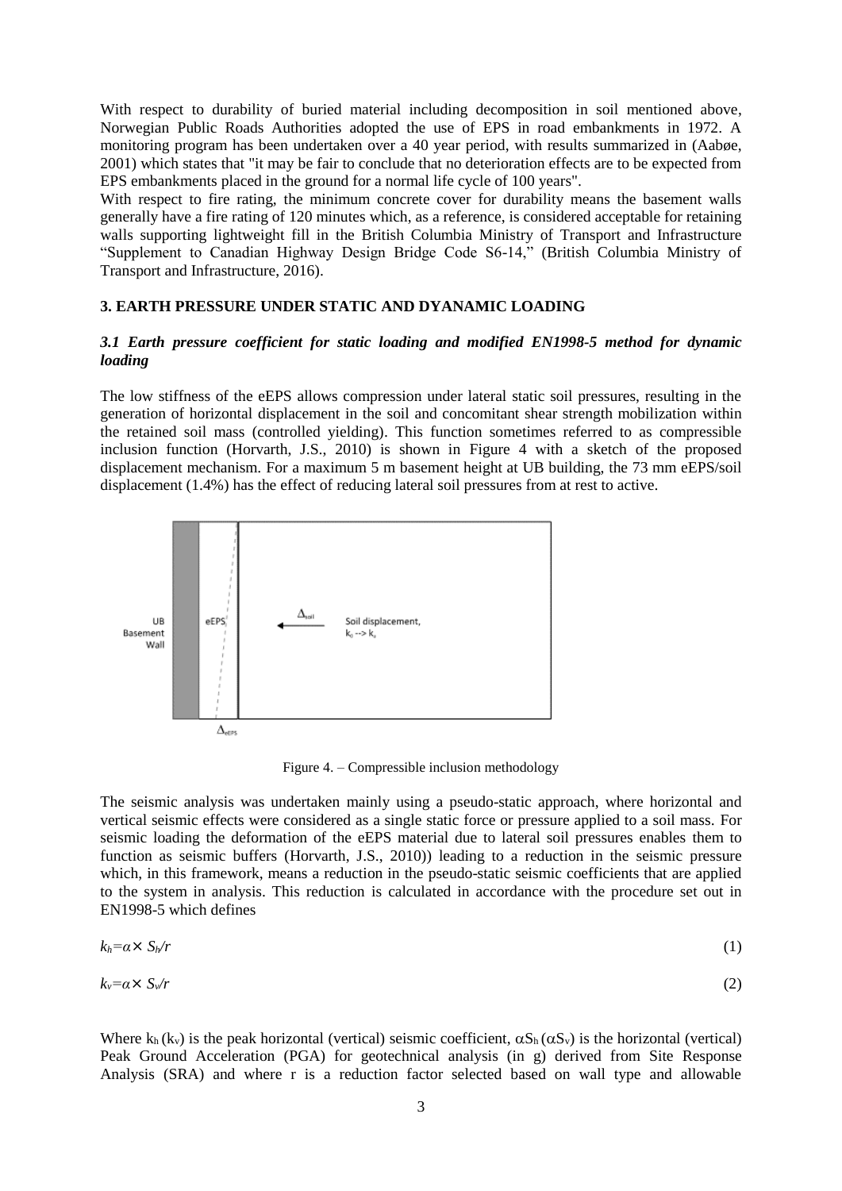With respect to durability of buried material including decomposition in soil mentioned above, Norwegian Public Roads Authorities adopted the use of EPS in road embankments in 1972. A monitoring program has been undertaken over a 40 year period, with results summarized in (Aabøe, 2001) which states that "it may be fair to conclude that no deterioration effects are to be expected from EPS embankments placed in the ground for a normal life cycle of 100 years".

With respect to fire rating, the minimum concrete cover for durability means the basement walls generally have a fire rating of 120 minutes which, as a reference, is considered acceptable for retaining walls supporting lightweight fill in the British Columbia Ministry of Transport and Infrastructure "Supplement to Canadian Highway Design Bridge Code S6-14," (British Columbia Ministry of Transport and Infrastructure, 2016).

## 3. EARTH PRESSURE UNDER STATIC AND DYANAMIC LOADING

### *3.1 Earth pressure coefficient for static loading and modified EN1998-5 method for dynamic loading*

The low stiffness of the eEPS allows compression under lateral static soil pressures, resulting in the generation of horizontal displacement in the soil and concomitant shear strength mobilization within the retained soil mass (controlled yielding). This function sometimes referred to as compressible inclusion function (Horvarth, J.S., 2010) is shown in Figure 4 with a sketch of the proposed displacement mechanism. For a maximum 5 m basement height at UB building, the 73 mm eEPS/soil displacement (1.4%) has the effect of reducing lateral soil pressures from at rest to active.

UB Basement Wall | eEPS | $\Delta_{soil}$ | Soil displacement, $k_0 \rightarrow k_a$ | $\Delta_{eEPS}$

Figure 4. – Compressible inclusion methodology

The seismic analysis was undertaken mainly using a pseudo-static approach, where horizontal and vertical seismic effects were considered as a single static force or pressure applied to a soil mass. For seismic loading the deformation of the eEPS material due to lateral soil pressures enables them to function as seismic buffers (Horvarth, J.S., 2010)) leading to a reduction in the seismic pressure which, in this framework, means a reduction in the pseudo-static seismic coefficients that are applied to the system in analysis. This reduction is calculated in accordance with the procedure set out in EN1998-5 which defines

$$k_h = \alpha \times S_h / r \tag{1}$$

$$k_v = \alpha \times S_v / r \tag{2}$$

Where $k_h$ ($k_v$) is the peak horizontal (vertical) seismic coefficient, $\alpha S_h$ ($\alpha S_v$) is the horizontal (vertical) Peak Ground Acceleration (PGA) for geotechnical analysis (in g) derived from Site Response Analysis (SRA) and where r is a reduction factor selected based on wall type and allowable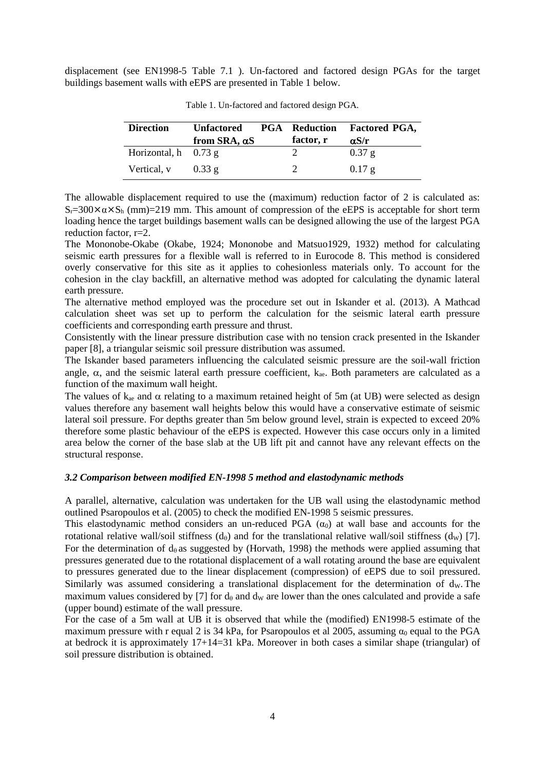displacement (see EN1998-5 Table 7.1 ). Un-factored and factored design PGAs for the target buildings basement walls with eEPS are presented in Table 1 below.

Table 1. Un-factored and factored design PGA.

| Direction | Unfactored PGA from SRA, $\alpha S$ | Reduction factor, r | Factored PGA, $\alpha S/r$ |
|---|---|---|---|
| Horizontal, h | 0.73 g | 2 | 0.37 g |
| Vertical, v | 0.33 g | 2 | 0.17 g |

The allowable displacement required to use the (maximum) reduction factor of 2 is calculated as: $S_r=300 \times \alpha \times S_h$ (mm)=219 mm. This amount of compression of the eEPS is acceptable for short term loading hence the target buildings basement walls can be designed allowing the use of the largest PGA reduction factor, r=2.

The Mononobe-Okabe (Okabe, 1924; Mononobe and Matsuo1929, 1932) method for calculating seismic earth pressures for a flexible wall is referred to in Eurocode 8. This method is considered overly conservative for this site as it applies to cohesionless materials only. To account for the cohesion in the clay backfill, an alternative method was adopted for calculating the dynamic lateral earth pressure.

The alternative method employed was the procedure set out in Iskander et al. (2013). A Mathcad calculation sheet was set up to perform the calculation for the seismic lateral earth pressure coefficients and corresponding earth pressure and thrust.

Consistently with the linear pressure distribution case with no tension crack presented in the Iskander paper [8], a triangular seismic soil pressure distribution was assumed.

The Iskander based parameters influencing the calculated seismic pressure are the soil-wall friction angle, $\alpha$, and the seismic lateral earth pressure coefficient, $k_{ae}$. Both parameters are calculated as a function of the maximum wall height.

The values of $k_{ae}$ and $\alpha$ relating to a maximum retained height of 5m (at UB) were selected as design values therefore any basement wall heights below this would have a conservative estimate of seismic lateral soil pressure. For depths greater than 5m below ground level, strain is expected to exceed 20% therefore some plastic behaviour of the eEPS is expected. However this case occurs only in a limited area below the corner of the base slab at the UB lift pit and cannot have any relevant effects on the structural response.

### *3.2 Comparison between modified EN-1998 5 method and elastodynamic methods*

A parallel, alternative, calculation was undertaken for the UB wall using the elastodynamic method outlined Psaropoulos et al. (2005) to check the modified EN-1998 5 seismic pressures.

This elastodynamic method considers an un-reduced PGA ($\alpha_0$) at wall base and accounts for the rotational relative wall/soil stiffness ($d_\theta$) and for the translational relative wall/soil stiffness ($d_W$) [7]. For the determination of $d_\theta$ as suggested by (Horvath, 1998) the methods were applied assuming that pressures generated due to the rotational displacement of a wall rotating around the base are equivalent to pressures generated due to the linear displacement (compression) of eEPS due to soil pressured. Similarly was assumed considering a translational displacement for the determination of $d_W$. The maximum values considered by [7] for $d_\theta$ and $d_W$ are lower than the ones calculated and provide a safe (upper bound) estimate of the wall pressure.

For the case of a 5m wall at UB it is observed that while the (modified) EN1998-5 estimate of the maximum pressure with r equal 2 is 34 kPa, for Psaropoulos et al 2005, assuming $\alpha_0$ equal to the PGA at bedrock it is approximately 17+14=31 kPa. Moreover in both cases a similar shape (triangular) of soil pressure distribution is obtained.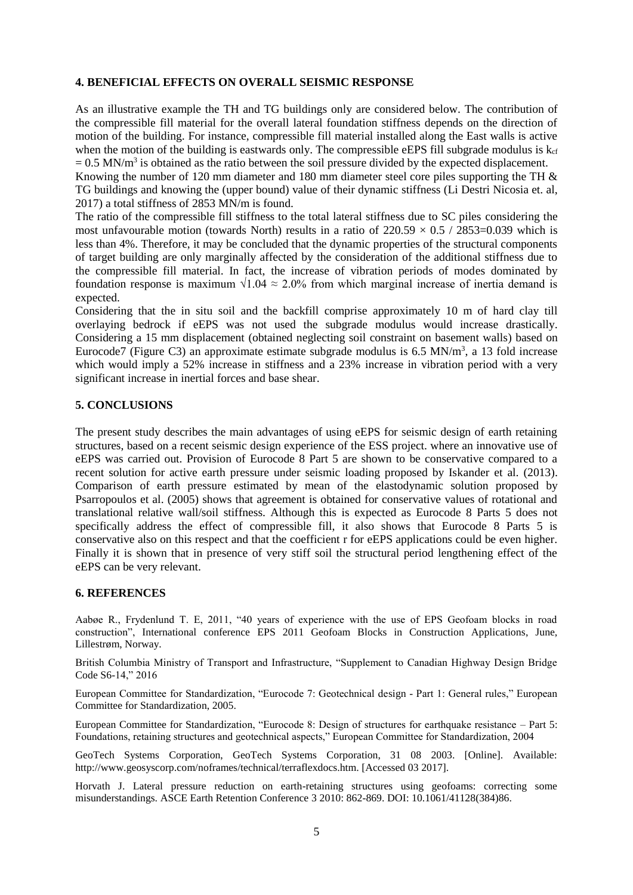## 4. BENEFICIAL EFFECTS ON OVERALL SEISMIC RESPONSE

As an illustrative example the TH and TG buildings only are considered below. The contribution of the compressible fill material for the overall lateral foundation stiffness depends on the direction of motion of the building. For instance, compressible fill material installed along the East walls is active when the motion of the building is eastwards only. The compressible eEPS fill subgrade modulus is $k_{cf} = 0.5$ MN/m$^3$ is obtained as the ratio between the soil pressure divided by the expected displacement.
Knowing the number of 120 mm diameter and 180 mm diameter steel core piles supporting the TH & TG buildings and knowing the (upper bound) value of their dynamic stiffness (Li Destri Nicosia et. al, 2017) a total stiffness of 2853 MN/m is found.
The ratio of the compressible fill stiffness to the total lateral stiffness due to SC piles considering the most unfavourable motion (towards North) results in a ratio of $220.59 \times 0.5 / 2853 = 0.039$ which is less than 4%. Therefore, it may be concluded that the dynamic properties of the structural components of target building are only marginally affected by the consideration of the additional stiffness due to the compressible fill material. In fact, the increase of vibration periods of modes dominated by foundation response is maximum $\sqrt{1.04} \approx 2.0\%$ from which marginal increase of inertia demand is expected.
Considering that the in situ soil and the backfill comprise approximately 10 m of hard clay till overlaying bedrock if eEPS was not used the subgrade modulus would increase drastically. Considering a 15 mm displacement (obtained neglecting soil constraint on basement walls) based on Eurocode7 (Figure C3) an approximate estimate subgrade modulus is 6.5 MN/m$^3$, a 13 fold increase which would imply a 52% increase in stiffness and a 23% increase in vibration period with a very significant increase in inertial forces and base shear.

## 5. CONCLUSIONS

The present study describes the main advantages of using eEPS for seismic design of earth retaining structures, based on a recent seismic design experience of the ESS project. where an innovative use of eEPS was carried out. Provision of Eurocode 8 Part 5 are shown to be conservative compared to a recent solution for active earth pressure under seismic loading proposed by Iskander et al. (2013). Comparison of earth pressure estimated by mean of the elastodynamic solution proposed by Psarropoulos et al. (2005) shows that agreement is obtained for conservative values of rotational and translational relative wall/soil stiffness. Although this is expected as Eurocode 8 Parts 5 does not specifically address the effect of compressible fill, it also shows that Eurocode 8 Parts 5 is conservative also on this respect and that the coefficient r for eEPS applications could be even higher. Finally it is shown that in presence of very stiff soil the structural period lengthening effect of the eEPS can be very relevant.

## 6. REFERENCES

Aabøe R., Frydenlund T. E, 2011, "40 years of experience with the use of EPS Geofoam blocks in road construction", International conference EPS 2011 Geofoam Blocks in Construction Applications, June, Lillestrøm, Norway.

British Columbia Ministry of Transport and Infrastructure, "Supplement to Canadian Highway Design Bridge Code S6-14," 2016

European Committee for Standardization, "Eurocode 7: Geotechnical design - Part 1: General rules," European Committee for Standardization, 2005.

European Committee for Standardization, "Eurocode 8: Design of structures for earthquake resistance – Part 5: Foundations, retaining structures and geotechnical aspects," European Committee for Standardization, 2004

GeoTech Systems Corporation, GeoTech Systems Corporation, 31 08 2003. [Online]. Available: http://www.geosyscorp.com/noframes/technical/terraflexdocs.htm. [Accessed 03 2017].

Horvath J. Lateral pressure reduction on earth-retaining structures using geofoams: correcting some misunderstandings. ASCE Earth Retention Conference 3 2010: 862-869. DOI: 10.1061/41128(384)86.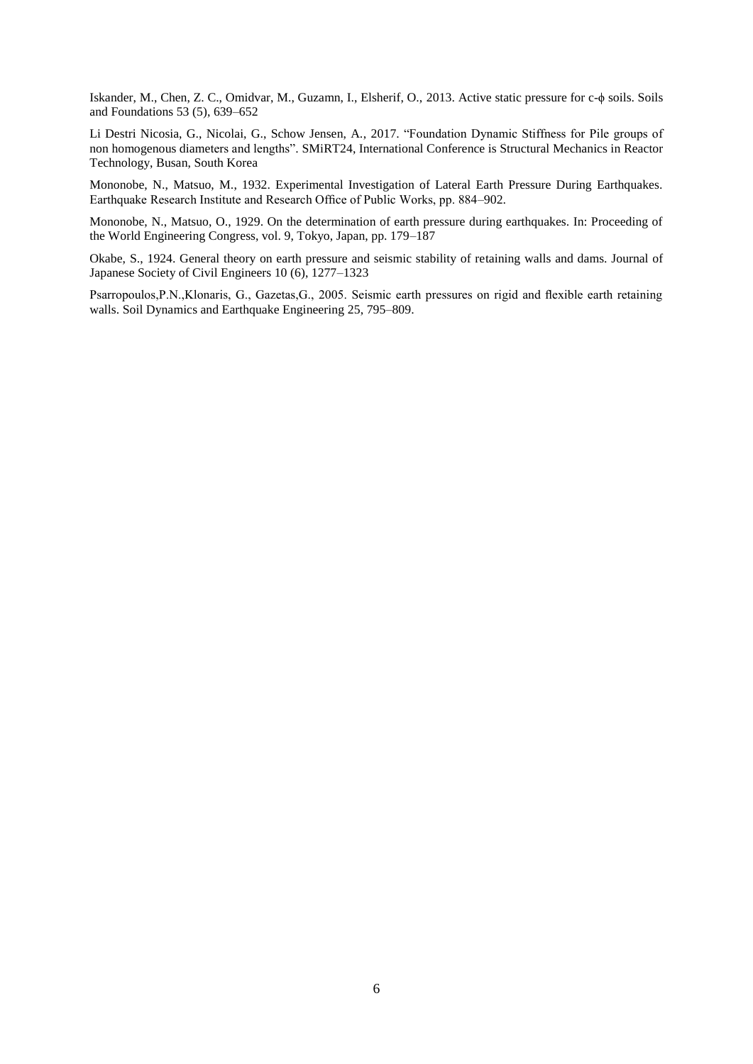Iskander, M., Chen, Z. C., Omidvar, M., Guzamn, I., Elsherif, O., 2013. Active static pressure for c-ϕ soils. Soils and Foundations 53 (5), 639–652

Li Destri Nicosia, G., Nicolai, G., Schow Jensen, A., 2017. "Foundation Dynamic Stiffness for Pile groups of non homogenous diameters and lengths". SMiRT24, International Conference is Structural Mechanics in Reactor Technology, Busan, South Korea

Mononobe, N., Matsuo, M., 1932. Experimental Investigation of Lateral Earth Pressure During Earthquakes. Earthquake Research Institute and Research Office of Public Works, pp. 884–902.

Mononobe, N., Matsuo, O., 1929. On the determination of earth pressure during earthquakes. In: Proceeding of the World Engineering Congress, vol. 9, Tokyo, Japan, pp. 179–187

Okabe, S., 1924. General theory on earth pressure and seismic stability of retaining walls and dams. Journal of Japanese Society of Civil Engineers 10 (6), 1277–1323

Psarropoulos,P.N.,Klonaris, G., Gazetas,G., 2005. Seismic earth pressures on rigid and flexible earth retaining walls. Soil Dynamics and Earthquake Engineering 25, 795–809.